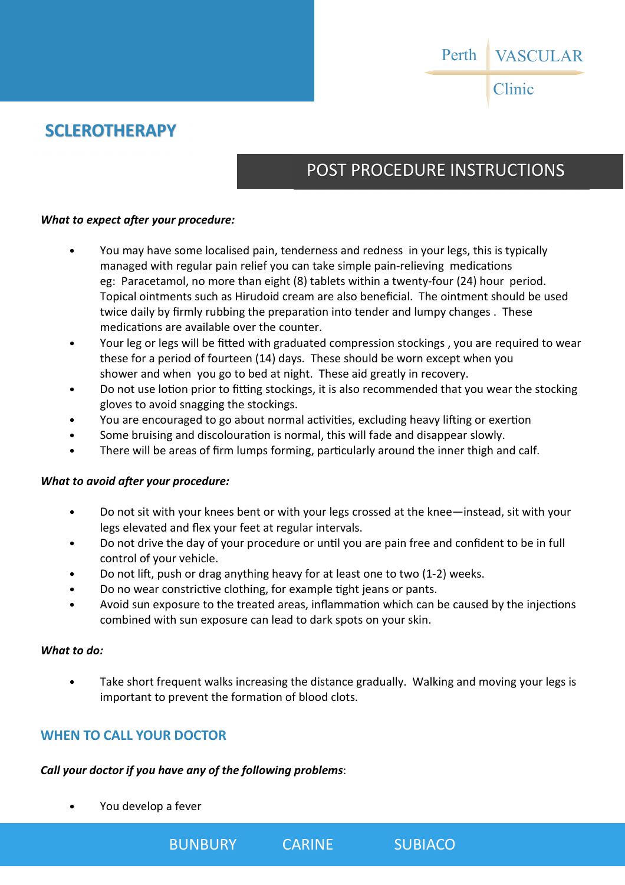Perth VASCULAR Clinic

# SCLEROTHERAPY

## POST PROCEDURE INSTRUCTIONS

***What to expect after your procedure:***

- You may have some localised pain, tenderness and redness in your legs, this is typically managed with regular pain relief you can take simple pain-relieving medications eg: Paracetamol, no more than eight (8) tablets within a twenty-four (24) hour period. Topical ointments such as Hirudoid cream are also beneficial. The ointment should be used twice daily by firmly rubbing the preparation into tender and lumpy changes . These medications are available over the counter.
- Your leg or legs will be fitted with graduated compression stockings , you are required to wear these for a period of fourteen (14) days. These should be worn except when you shower and when you go to bed at night. These aid greatly in recovery.
- Do not use lotion prior to fitting stockings, it is also recommended that you wear the stocking gloves to avoid snagging the stockings.
- You are encouraged to go about normal activities, excluding heavy lifting or exertion
- Some bruising and discolouration is normal, this will fade and disappear slowly.
- There will be areas of firm lumps forming, particularly around the inner thigh and calf.

***What to avoid after your procedure:***

- Do not sit with your knees bent or with your legs crossed at the knee—instead, sit with your legs elevated and flex your feet at regular intervals.
- Do not drive the day of your procedure or until you are pain free and confident to be in full control of your vehicle.
- Do not lift, push or drag anything heavy for at least one to two (1-2) weeks.
- Do no wear constrictive clothing, for example tight jeans or pants.
- Avoid sun exposure to the treated areas, inflammation which can be caused by the injections combined with sun exposure can lead to dark spots on your skin.

***What to do:***

- Take short frequent walks increasing the distance gradually. Walking and moving your legs is important to prevent the formation of blood clots.

## WHEN TO CALL YOUR DOCTOR

***Call your doctor if you have any of the following problems***:

- You develop a fever

BUNBURY CARINE SUBIACO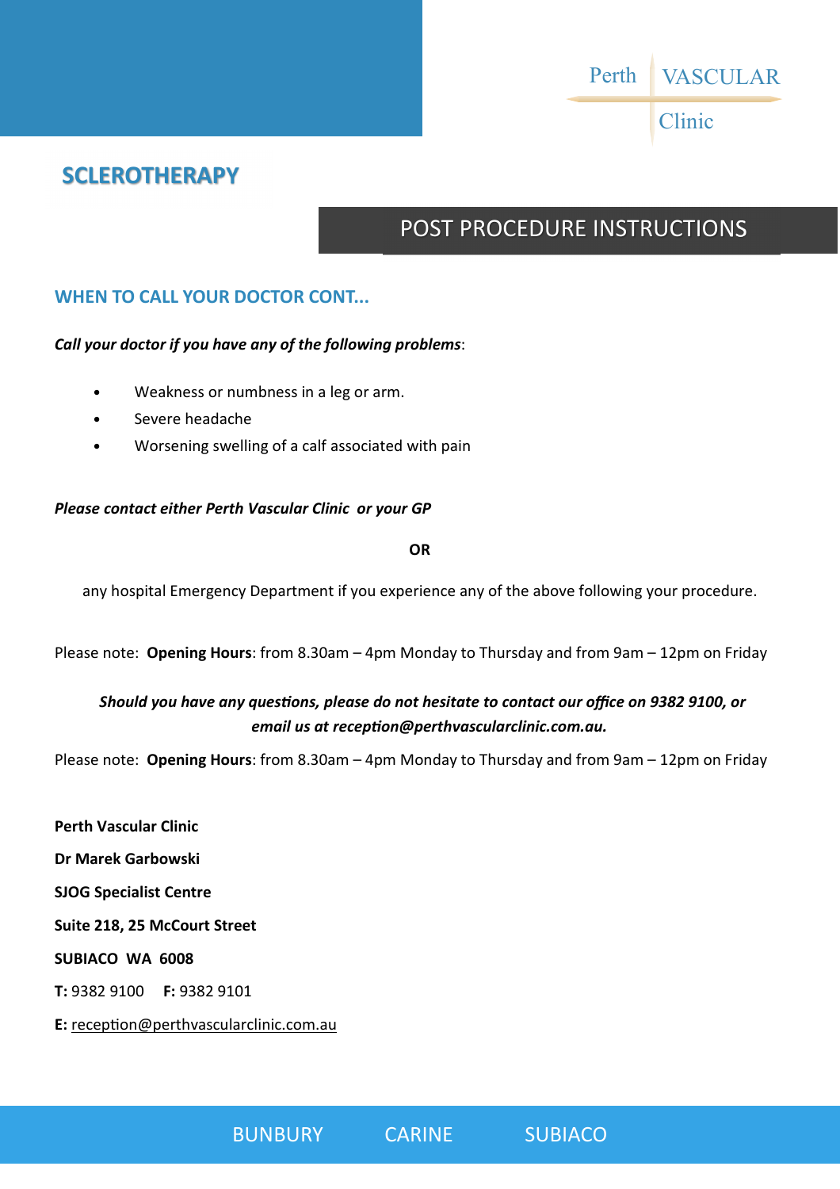Perth VASCULAR Clinic

# SCLEROTHERAPY

## POST PROCEDURE INSTRUCTIONS

### WHEN TO CALL YOUR DOCTOR CONT...

***Call your doctor if you have any of the following problems***:

- Weakness or numbness in a leg or arm.
- Severe headache
- Worsening swelling of a calf associated with pain

***Please contact either Perth Vascular Clinic or your GP***

**OR**

any hospital Emergency Department if you experience any of the above following your procedure.

Please note: **Opening Hours**: from 8.30am – 4pm Monday to Thursday and from 9am – 12pm on Friday

***Should you have any questions, please do not hesitate to contact our office on 9382 9100, or email us at reception@perthvascularclinic.com.au.***

Please note: **Opening Hours**: from 8.30am – 4pm Monday to Thursday and from 9am – 12pm on Friday

**Perth Vascular Clinic**

**Dr Marek Garbowski**

**SJOG Specialist Centre**

**Suite 218, 25 McCourt Street**

**SUBIACO WA 6008**

**T:** 9382 9100 **F:** 9382 9101

**E:** reception@perthvascularclinic.com.au

BUNBURY CARINE SUBIACO